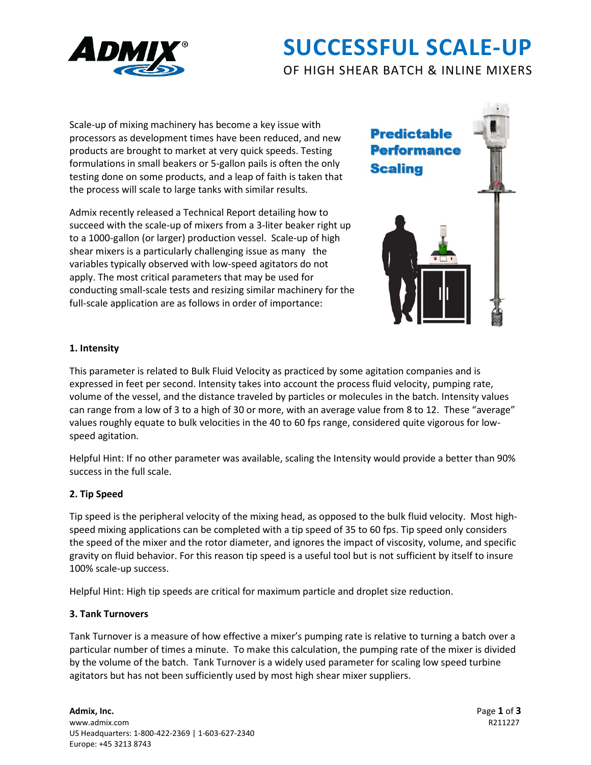# SUCCESSFUL SCALE-UP

OF HIGH SHEAR BATCH & INLINE MIXERS

Predictable Performance Scaling

Scale-up of mixing machinery has become a key issue with processors as development times have been reduced, and new products are brought to market at very quick speeds. Testing formulations in small beakers or 5-gallon pails is often the only testing done on some products, and a leap of faith is taken that the process will scale to large tanks with similar results.

Admix recently released a Technical Report detailing how to succeed with the scale-up of mixers from a 3-liter beaker right up to a 1000-gallon (or larger) production vessel. Scale-up of high shear mixers is a particularly challenging issue as many the variables typically observed with low-speed agitators do not apply. The most critical parameters that may be used for conducting small-scale tests and resizing similar machinery for the full-scale application are as follows in order of importance:

### 1. Intensity

This parameter is related to Bulk Fluid Velocity as practiced by some agitation companies and is expressed in feet per second. Intensity takes into account the process fluid velocity, pumping rate, volume of the vessel, and the distance traveled by particles or molecules in the batch. Intensity values can range from a low of 3 to a high of 30 or more, with an average value from 8 to 12. These "average" values roughly equate to bulk velocities in the 40 to 60 fps range, considered quite vigorous for low-speed agitation.

Helpful Hint: If no other parameter was available, scaling the Intensity would provide a better than 90% success in the full scale.

### 2. Tip Speed

Tip speed is the peripheral velocity of the mixing head, as opposed to the bulk fluid velocity. Most high-speed mixing applications can be completed with a tip speed of 35 to 60 fps. Tip speed only considers the speed of the mixer and the rotor diameter, and ignores the impact of viscosity, volume, and specific gravity on fluid behavior. For this reason tip speed is a useful tool but is not sufficient by itself to insure 100% scale-up success.

Helpful Hint: High tip speeds are critical for maximum particle and droplet size reduction.

### 3. Tank Turnovers

Tank Turnover is a measure of how effective a mixer's pumping rate is relative to turning a batch over a particular number of times a minute. To make this calculation, the pumping rate of the mixer is divided by the volume of the batch. Tank Turnover is a widely used parameter for scaling low speed turbine agitators but has not been sufficiently used by most high shear mixer suppliers.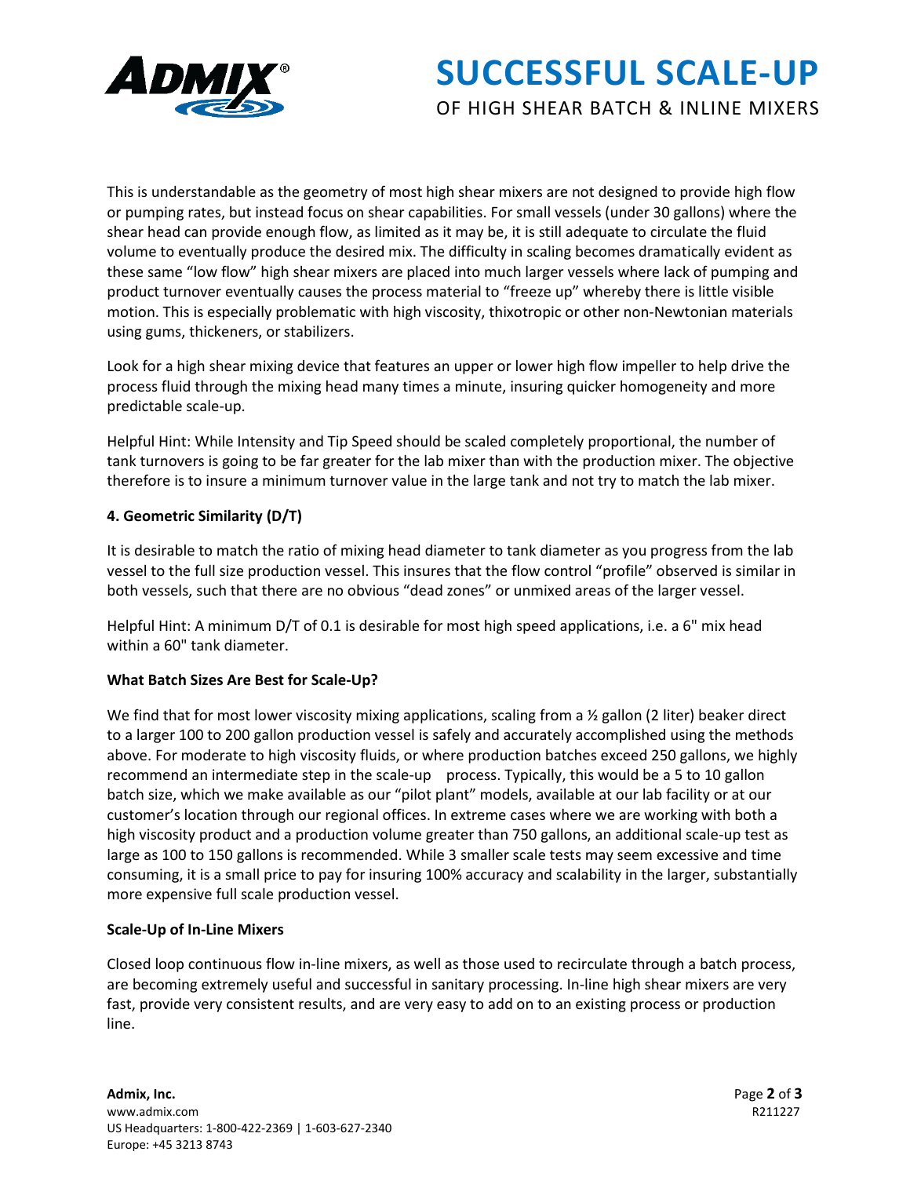This is understandable as the geometry of most high shear mixers are not designed to provide high flow or pumping rates, but instead focus on shear capabilities. For small vessels (under 30 gallons) where the shear head can provide enough flow, as limited as it may be, it is still adequate to circulate the fluid volume to eventually produce the desired mix. The difficulty in scaling becomes dramatically evident as these same "low flow" high shear mixers are placed into much larger vessels where lack of pumping and product turnover eventually causes the process material to "freeze up" whereby there is little visible motion. This is especially problematic with high viscosity, thixotropic or other non-Newtonian materials using gums, thickeners, or stabilizers.

Look for a high shear mixing device that features an upper or lower high flow impeller to help drive the process fluid through the mixing head many times a minute, insuring quicker homogeneity and more predictable scale-up.

Helpful Hint: While Intensity and Tip Speed should be scaled completely proportional, the number of tank turnovers is going to be far greater for the lab mixer than with the production mixer. The objective therefore is to insure a minimum turnover value in the large tank and not try to match the lab mixer.

### 4. Geometric Similarity (D/T)

It is desirable to match the ratio of mixing head diameter to tank diameter as you progress from the lab vessel to the full size production vessel. This insures that the flow control "profile" observed is similar in both vessels, such that there are no obvious "dead zones" or unmixed areas of the larger vessel.

Helpful Hint: A minimum D/T of 0.1 is desirable for most high speed applications, i.e. a 6" mix head within a 60" tank diameter.

### What Batch Sizes Are Best for Scale-Up?

We find that for most lower viscosity mixing applications, scaling from a ½ gallon (2 liter) beaker direct to a larger 100 to 200 gallon production vessel is safely and accurately accomplished using the methods above. For moderate to high viscosity fluids, or where production batches exceed 250 gallons, we highly recommend an intermediate step in the scale-up process. Typically, this would be a 5 to 10 gallon batch size, which we make available as our "pilot plant" models, available at our lab facility or at our customer's location through our regional offices. In extreme cases where we are working with both a high viscosity product and a production volume greater than 750 gallons, an additional scale-up test as large as 100 to 150 gallons is recommended. While 3 smaller scale tests may seem excessive and time consuming, it is a small price to pay for insuring 100% accuracy and scalability in the larger, substantially more expensive full scale production vessel.

### Scale-Up of In-Line Mixers

Closed loop continuous flow in-line mixers, as well as those used to recirculate through a batch process, are becoming extremely useful and successful in sanitary processing. In-line high shear mixers are very fast, provide very consistent results, and are very easy to add on to an existing process or production line.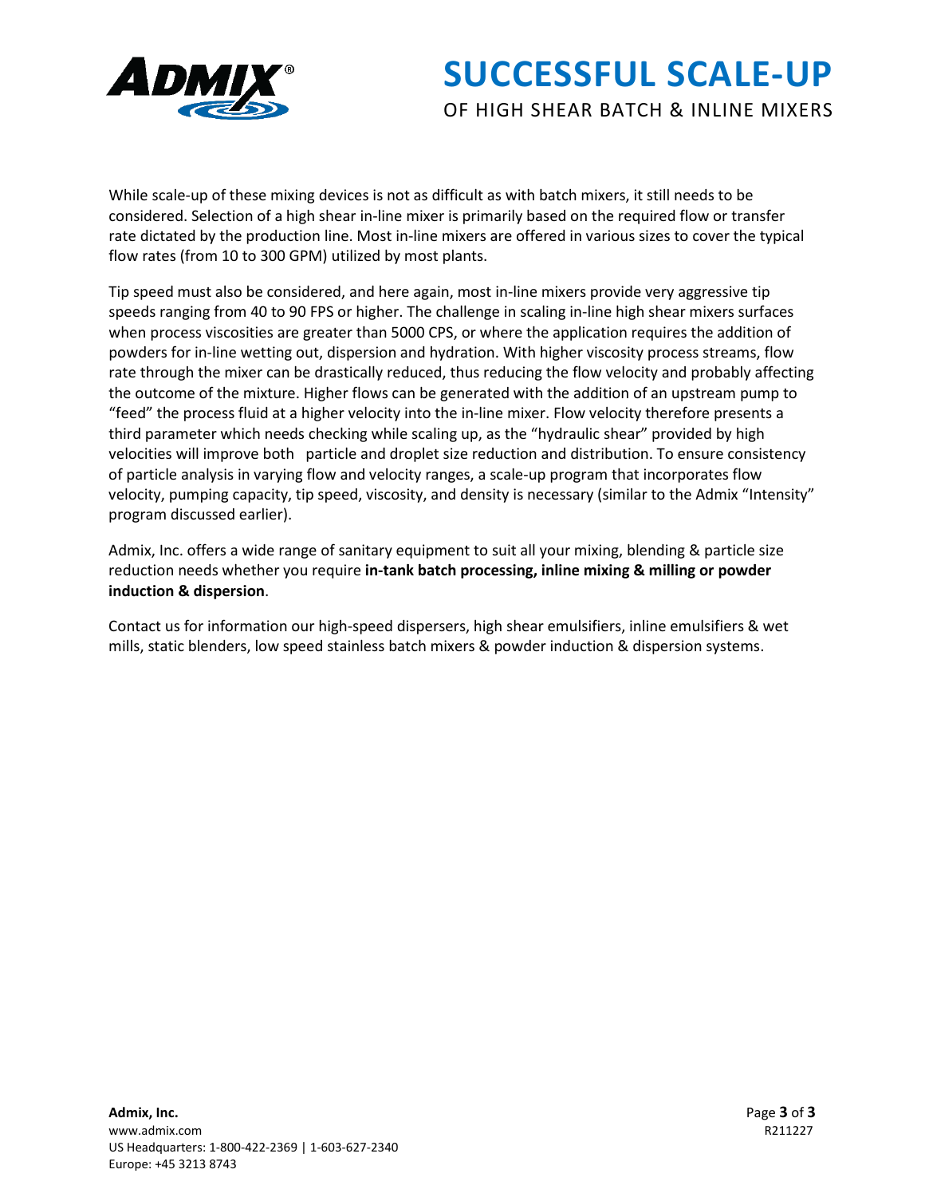While scale-up of these mixing devices is not as difficult as with batch mixers, it still needs to be considered. Selection of a high shear in-line mixer is primarily based on the required flow or transfer rate dictated by the production line. Most in-line mixers are offered in various sizes to cover the typical flow rates (from 10 to 300 GPM) utilized by most plants.

Tip speed must also be considered, and here again, most in-line mixers provide very aggressive tip speeds ranging from 40 to 90 FPS or higher. The challenge in scaling in-line high shear mixers surfaces when process viscosities are greater than 5000 CPS, or where the application requires the addition of powders for in-line wetting out, dispersion and hydration. With higher viscosity process streams, flow rate through the mixer can be drastically reduced, thus reducing the flow velocity and probably affecting the outcome of the mixture. Higher flows can be generated with the addition of an upstream pump to "feed" the process fluid at a higher velocity into the in-line mixer. Flow velocity therefore presents a third parameter which needs checking while scaling up, as the "hydraulic shear" provided by high velocities will improve both particle and droplet size reduction and distribution. To ensure consistency of particle analysis in varying flow and velocity ranges, a scale-up program that incorporates flow velocity, pumping capacity, tip speed, viscosity, and density is necessary (similar to the Admix "Intensity" program discussed earlier).

Admix, Inc. offers a wide range of sanitary equipment to suit all your mixing, blending & particle size reduction needs whether you require **in-tank batch processing, inline mixing & milling or powder induction & dispersion**.

Contact us for information our high-speed dispersers, high shear emulsifiers, inline emulsifiers & wet mills, static blenders, low speed stainless batch mixers & powder induction & dispersion systems.

**Admix, Inc.**
www.admix.com
US Headquarters: 1-800-422-2369 | 1-603-627-2340
Europe: +45 3213 8743